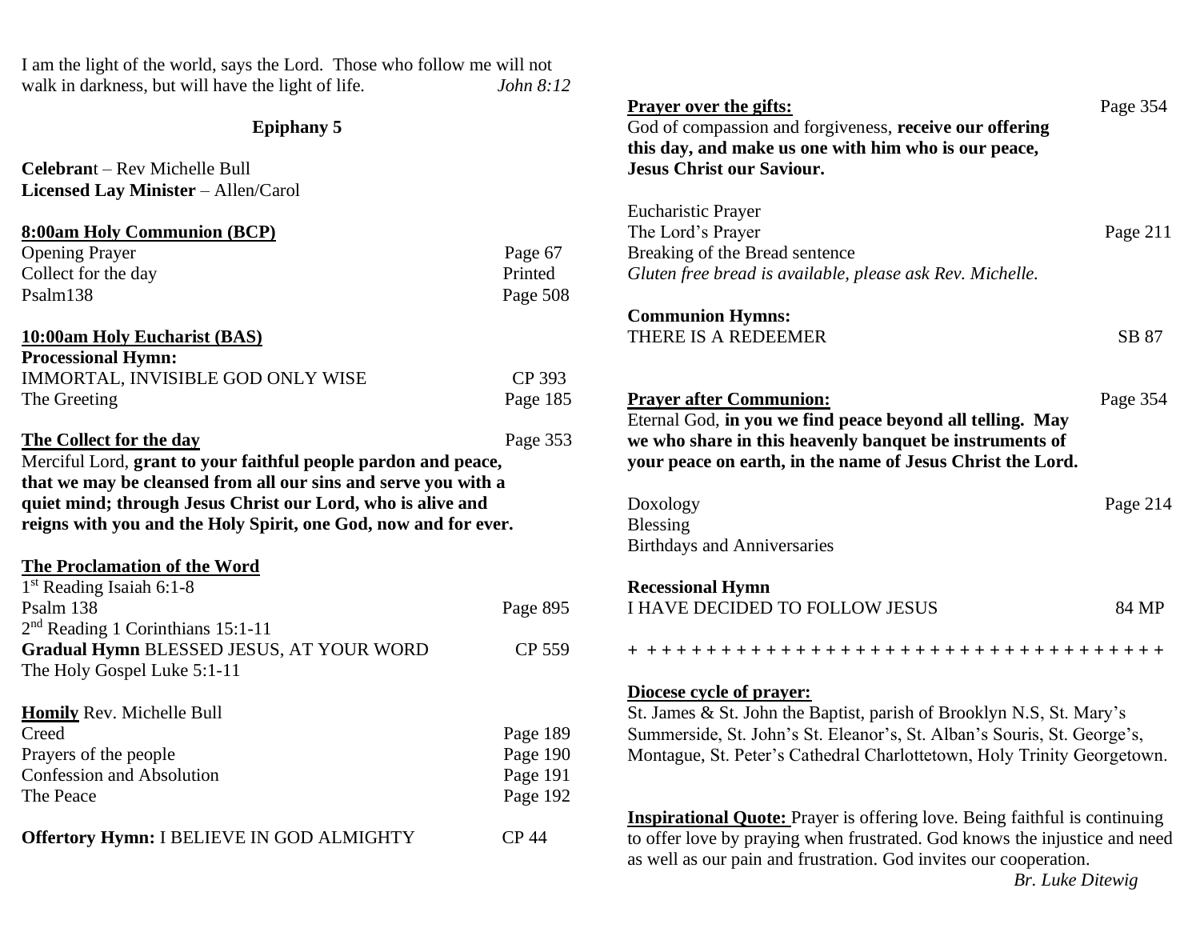I am the light of the world, says the Lord. Those who follow me will not walk in darkness, but will have the light of life. *John 8:12*

## Epiphany 5

**Celebran**t – Rev Michelle Bull
**Licensed Lay Minister** – Allen/Carol

**8:00am Holy Communion (BCP)**

Opening Prayer — Page 67
Collect for the day — Printed
Psalm138 — Page 508

**10:00am Holy Eucharist (BAS)**

**Processional Hymn:**
IMMORTAL, INVISIBLE GOD ONLY WISE — CP 393
The Greeting — Page 185

**The Collect for the day** — Page 353

Merciful Lord, **grant to your faithful people pardon and peace, that we may be cleansed from all our sins and serve you with a quiet mind; through Jesus Christ our Lord, who is alive and reigns with you and the Holy Spirit, one God, now and for ever.**

**The Proclamation of the Word**

1st Reading Isaiah 6:1-8
Psalm 138 — Page 895
2nd Reading 1 Corinthians 15:1-11
**Gradual Hymn** BLESSED JESUS, AT YOUR WORD — CP 559
The Holy Gospel Luke 5:1-11

**Homily** Rev. Michelle Bull
Creed — Page 189
Prayers of the people — Page 190
Confession and Absolution — Page 191
The Peace — Page 192

**Offertory Hymn:** I BELIEVE IN GOD ALMIGHTY — CP 44

**Prayer over the gifts:** — Page 354

God of compassion and forgiveness, **receive our offering this day, and make us one with him who is our peace, Jesus Christ our Saviour.**

Eucharistic Prayer
The Lord's Prayer — Page 211
Breaking of the Bread sentence
*Gluten free bread is available, please ask Rev. Michelle.*

**Communion Hymns:**
THERE IS A REDEEMER — SB 87

**Prayer after Communion:** — Page 354

Eternal God, **in you we find peace beyond all telling. May we who share in this heavenly banquet be instruments of your peace on earth, in the name of Jesus Christ the Lord.**

Doxology — Page 214
Blessing
Birthdays and Anniversaries

**Recessional Hymn**
I HAVE DECIDED TO FOLLOW JESUS — 84 MP

+ + + + + + + + + + + + + + + + + + + + + + + + + + + + + + + + + + + + + +

**Diocese cycle of prayer:**

St. James & St. John the Baptist, parish of Brooklyn N.S, St. Mary's Summerside, St. John's St. Eleanor's, St. Alban's Souris, St. George's, Montague, St. Peter's Cathedral Charlottetown, Holy Trinity Georgetown.

**Inspirational Quote:** Prayer is offering love. Being faithful is continuing to offer love by praying when frustrated. God knows the injustice and need as well as our pain and frustration. God invites our cooperation.

*Br. Luke Ditewig*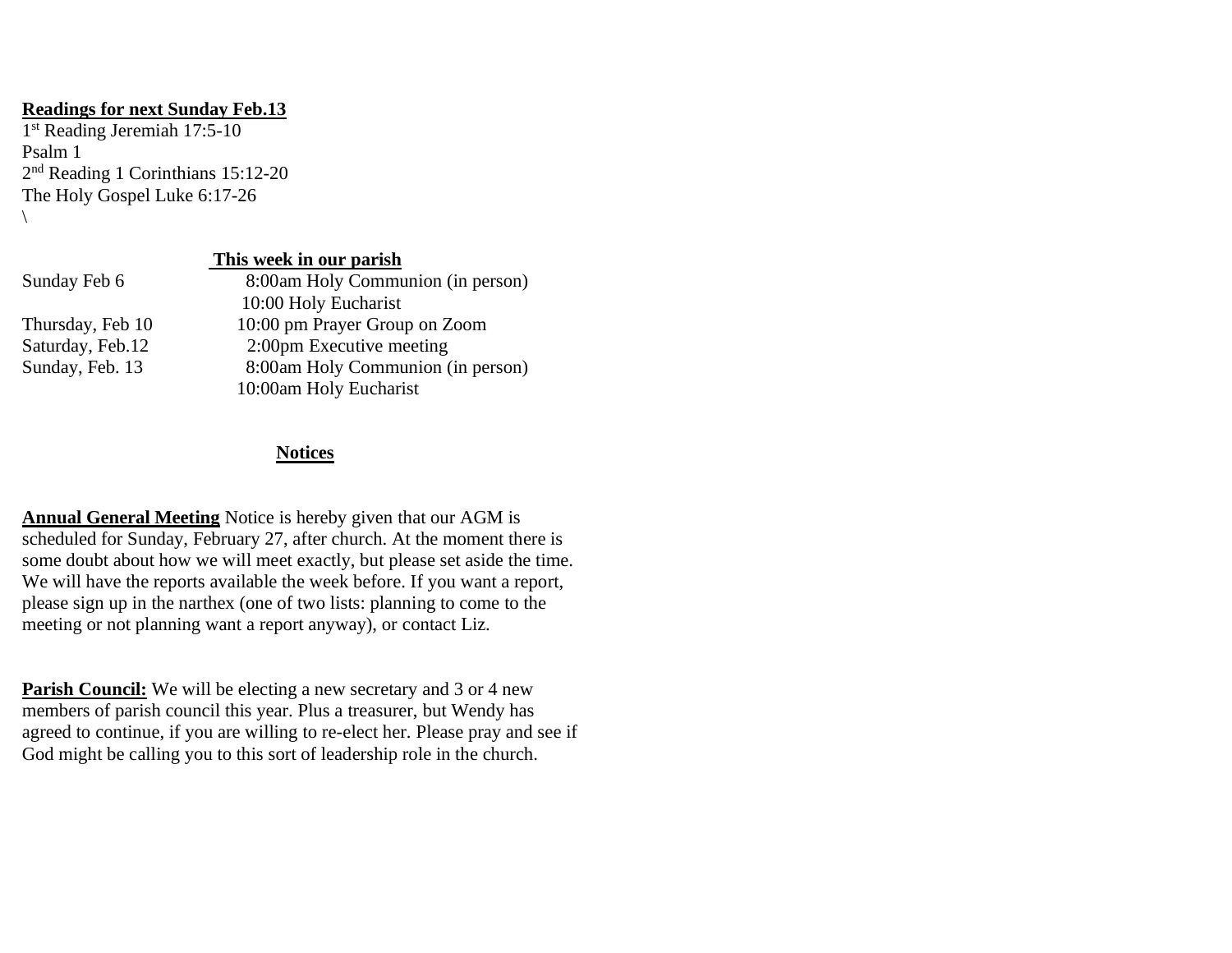**Readings for next Sunday Feb.13**

1st Reading Jeremiah 17:5-10
Psalm 1
2nd Reading 1 Corinthians 15:12-20
The Holy Gospel Luke 6:17-26
\

**This week in our parish**

| | |
|---|---|
| Sunday Feb 6 | 8:00am Holy Communion (in person) |
| | 10:00 Holy Eucharist |
| Thursday, Feb 10 | 10:00 pm Prayer Group on Zoom |
| Saturday, Feb.12 | 2:00pm Executive meeting |
| Sunday, Feb. 13 | 8:00am Holy Communion (in person) |
| | 10:00am Holy Eucharist |

**Notices**

**Annual General Meeting** Notice is hereby given that our AGM is scheduled for Sunday, February 27, after church. At the moment there is some doubt about how we will meet exactly, but please set aside the time. We will have the reports available the week before. If you want a report, please sign up in the narthex (one of two lists: planning to come to the meeting or not planning want a report anyway), or contact Liz.

**Parish Council:** We will be electing a new secretary and 3 or 4 new members of parish council this year. Plus a treasurer, but Wendy has agreed to continue, if you are willing to re-elect her. Please pray and see if God might be calling you to this sort of leadership role in the church.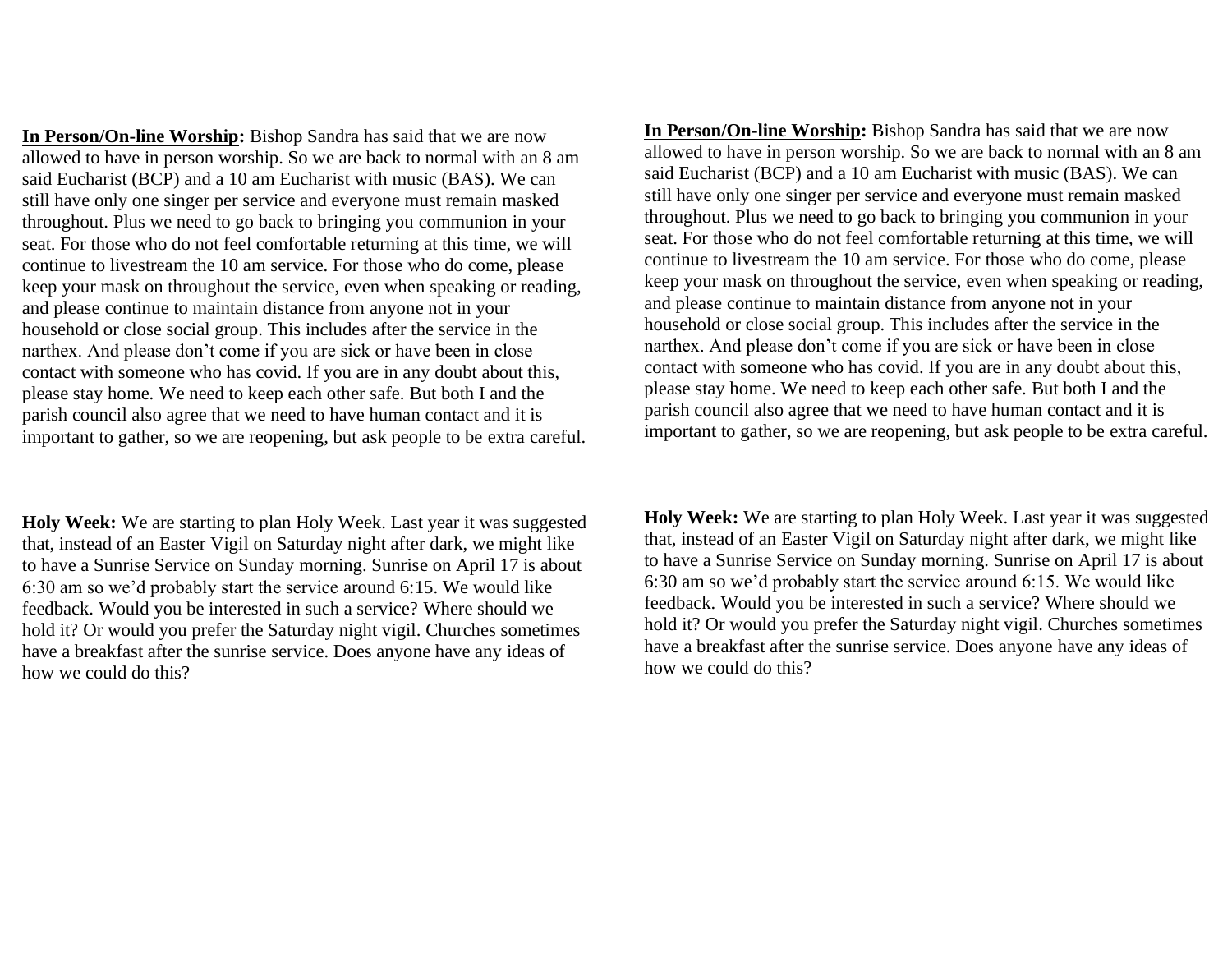**In Person/On-line Worship:** Bishop Sandra has said that we are now allowed to have in person worship. So we are back to normal with an 8 am said Eucharist (BCP) and a 10 am Eucharist with music (BAS). We can still have only one singer per service and everyone must remain masked throughout. Plus we need to go back to bringing you communion in your seat. For those who do not feel comfortable returning at this time, we will continue to livestream the 10 am service. For those who do come, please keep your mask on throughout the service, even when speaking or reading, and please continue to maintain distance from anyone not in your household or close social group. This includes after the service in the narthex. And please don't come if you are sick or have been in close contact with someone who has covid. If you are in any doubt about this, please stay home. We need to keep each other safe. But both I and the parish council also agree that we need to have human contact and it is important to gather, so we are reopening, but ask people to be extra careful.

**Holy Week:** We are starting to plan Holy Week. Last year it was suggested that, instead of an Easter Vigil on Saturday night after dark, we might like to have a Sunrise Service on Sunday morning. Sunrise on April 17 is about 6:30 am so we'd probably start the service around 6:15. We would like feedback. Would you be interested in such a service? Where should we hold it? Or would you prefer the Saturday night vigil. Churches sometimes have a breakfast after the sunrise service. Does anyone have any ideas of how we could do this?

**In Person/On-line Worship:** Bishop Sandra has said that we are now allowed to have in person worship. So we are back to normal with an 8 am said Eucharist (BCP) and a 10 am Eucharist with music (BAS). We can still have only one singer per service and everyone must remain masked throughout. Plus we need to go back to bringing you communion in your seat. For those who do not feel comfortable returning at this time, we will continue to livestream the 10 am service. For those who do come, please keep your mask on throughout the service, even when speaking or reading, and please continue to maintain distance from anyone not in your household or close social group. This includes after the service in the narthex. And please don't come if you are sick or have been in close contact with someone who has covid. If you are in any doubt about this, please stay home. We need to keep each other safe. But both I and the parish council also agree that we need to have human contact and it is important to gather, so we are reopening, but ask people to be extra careful.

**Holy Week:** We are starting to plan Holy Week. Last year it was suggested that, instead of an Easter Vigil on Saturday night after dark, we might like to have a Sunrise Service on Sunday morning. Sunrise on April 17 is about 6:30 am so we'd probably start the service around 6:15. We would like feedback. Would you be interested in such a service? Where should we hold it? Or would you prefer the Saturday night vigil. Churches sometimes have a breakfast after the sunrise service. Does anyone have any ideas of how we could do this?